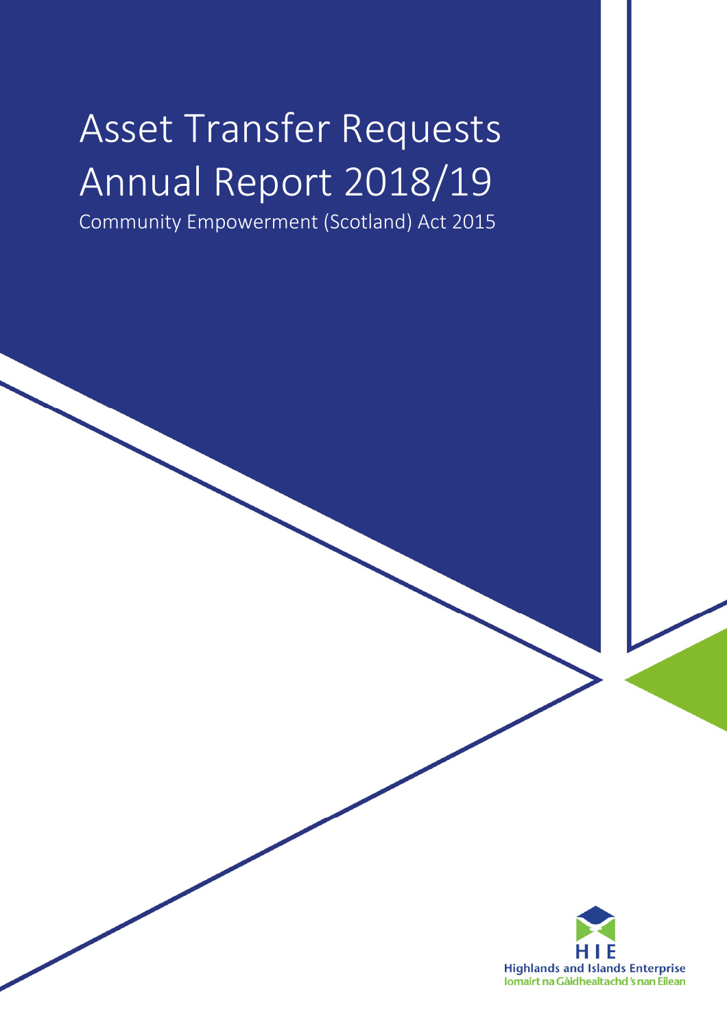# Asset Transfer Requests Annual Report 2018/19

Community Empowerment (Scotland) Act 2015

HIE
Highlands and Islands Enterprise
Iomairt na Gàidhealtachd 's nan Eilean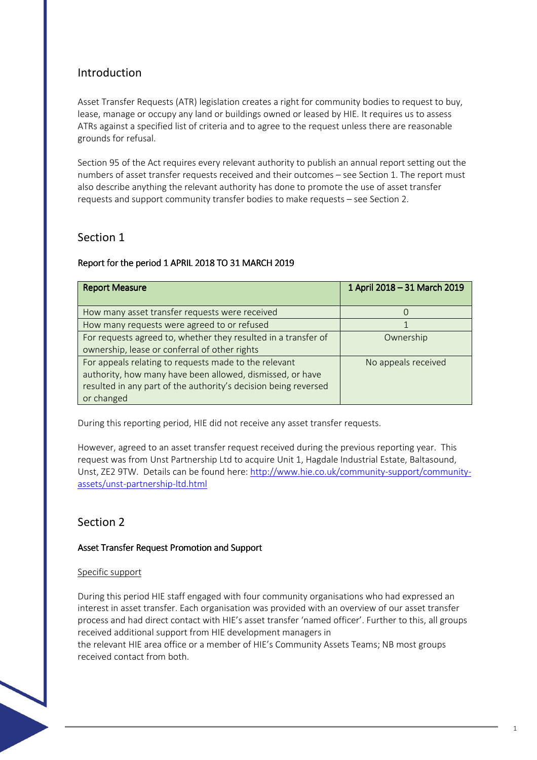## Introduction

Asset Transfer Requests (ATR) legislation creates a right for community bodies to request to buy, lease, manage or occupy any land or buildings owned or leased by HIE. It requires us to assess ATRs against a specified list of criteria and to agree to the request unless there are reasonable grounds for refusal.

Section 95 of the Act requires every relevant authority to publish an annual report setting out the numbers of asset transfer requests received and their outcomes – see Section 1. The report must also describe anything the relevant authority has done to promote the use of asset transfer requests and support community transfer bodies to make requests – see Section 2.

## Section 1

### Report for the period 1 APRIL 2018 TO 31 MARCH 2019

| Report Measure | 1 April 2018 – 31 March 2019 |
| --- | --- |
| How many asset transfer requests were received | 0 |
| How many requests were agreed to or refused | 1 |
| For requests agreed to, whether they resulted in a transfer of ownership, lease or conferral of other rights | Ownership |
| For appeals relating to requests made to the relevant authority, how many have been allowed, dismissed, or have resulted in any part of the authority's decision being reversed or changed | No appeals received |

During this reporting period, HIE did not receive any asset transfer requests.

However, agreed to an asset transfer request received during the previous reporting year. This request was from Unst Partnership Ltd to acquire Unit 1, Hagdale Industrial Estate, Baltasound, Unst, ZE2 9TW. Details can be found here: [http://www.hie.co.uk/community-support/community-assets/unst-partnership-ltd.html](http://www.hie.co.uk/community-support/community-assets/unst-partnership-ltd.html)

## Section 2

### Asset Transfer Request Promotion and Support

Specific support

During this period HIE staff engaged with four community organisations who had expressed an interest in asset transfer. Each organisation was provided with an overview of our asset transfer process and had direct contact with HIE's asset transfer 'named officer'. Further to this, all groups received additional support from HIE development managers in the relevant HIE area office or a member of HIE's Community Assets Teams; NB most groups received contact from both.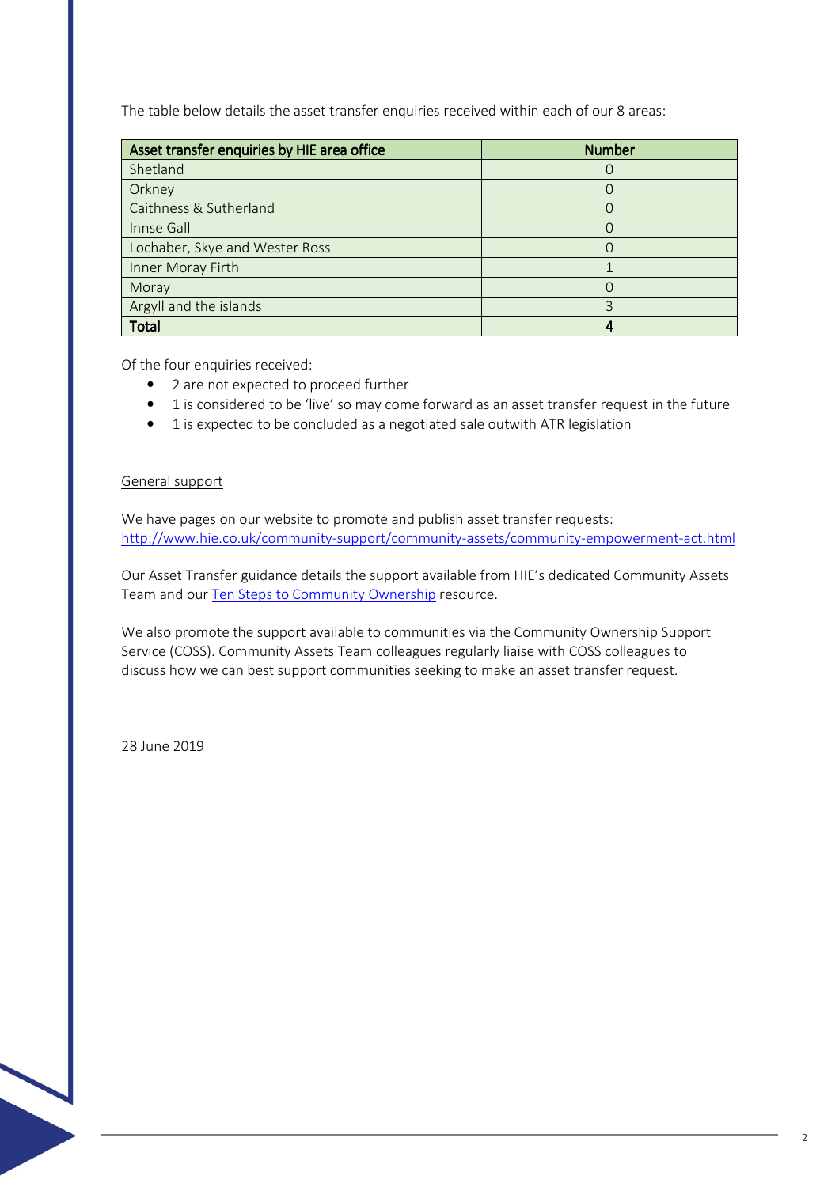The table below details the asset transfer enquiries received within each of our 8 areas:

| Asset transfer enquiries by HIE area office | Number |
| --- | --- |
| Shetland | 0 |
| Orkney | 0 |
| Caithness & Sutherland | 0 |
| Innse Gall | 0 |
| Lochaber, Skye and Wester Ross | 0 |
| Inner Moray Firth | 1 |
| Moray | 0 |
| Argyll and the islands | 3 |
| **Total** | **4** |

Of the four enquiries received:

- 2 are not expected to proceed further
- 1 is considered to be 'live' so may come forward as an asset transfer request in the future
- 1 is expected to be concluded as a negotiated sale outwith ATR legislation

General support

We have pages on our website to promote and publish asset transfer requests:
http://www.hie.co.uk/community-support/community-assets/community-empowerment-act.html

Our Asset Transfer guidance details the support available from HIE's dedicated Community Assets Team and our Ten Steps to Community Ownership resource.

We also promote the support available to communities via the Community Ownership Support Service (COSS). Community Assets Team colleagues regularly liaise with COSS colleagues to discuss how we can best support communities seeking to make an asset transfer request.

28 June 2019